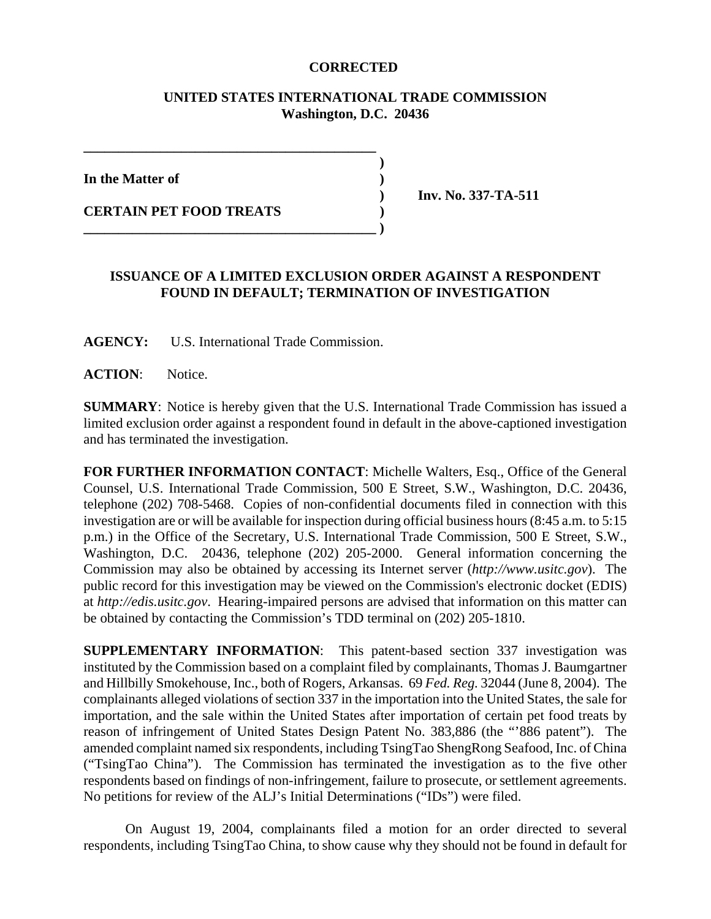**CORRECTED**

**UNITED STATES INTERNATIONAL TRADE COMMISSION**
**Washington, D.C. 20436**

| | | |
|---|---|---|
| **In the Matter of** | ) | |
| | ) | **Inv. No. 337-TA-511** |
| **CERTAIN PET FOOD TREATS** | ) | |

## ISSUANCE OF A LIMITED EXCLUSION ORDER AGAINST A RESPONDENT FOUND IN DEFAULT; TERMINATION OF INVESTIGATION

**AGENCY:** U.S. International Trade Commission.

**ACTION**: Notice.

**SUMMARY**: Notice is hereby given that the U.S. International Trade Commission has issued a limited exclusion order against a respondent found in default in the above-captioned investigation and has terminated the investigation.

**FOR FURTHER INFORMATION CONTACT**: Michelle Walters, Esq., Office of the General Counsel, U.S. International Trade Commission, 500 E Street, S.W., Washington, D.C. 20436, telephone (202) 708-5468. Copies of non-confidential documents filed in connection with this investigation are or will be available for inspection during official business hours (8:45 a.m. to 5:15 p.m.) in the Office of the Secretary, U.S. International Trade Commission, 500 E Street, S.W., Washington, D.C. 20436, telephone (202) 205-2000. General information concerning the Commission may also be obtained by accessing its Internet server (*http://www.usitc.gov*). The public record for this investigation may be viewed on the Commission's electronic docket (EDIS) at *http://edis.usitc.gov*. Hearing-impaired persons are advised that information on this matter can be obtained by contacting the Commission's TDD terminal on (202) 205-1810.

**SUPPLEMENTARY INFORMATION**: This patent-based section 337 investigation was instituted by the Commission based on a complaint filed by complainants, Thomas J. Baumgartner and Hillbilly Smokehouse, Inc., both of Rogers, Arkansas. 69 *Fed. Reg.* 32044 (June 8, 2004). The complainants alleged violations of section 337 in the importation into the United States, the sale for importation, and the sale within the United States after importation of certain pet food treats by reason of infringement of United States Design Patent No. 383,886 (the "'886 patent"). The amended complaint named six respondents, including TsingTao ShengRong Seafood, Inc. of China ("TsingTao China"). The Commission has terminated the investigation as to the five other respondents based on findings of non-infringement, failure to prosecute, or settlement agreements. No petitions for review of the ALJ's Initial Determinations ("IDs") were filed.

On August 19, 2004, complainants filed a motion for an order directed to several respondents, including TsingTao China, to show cause why they should not be found in default for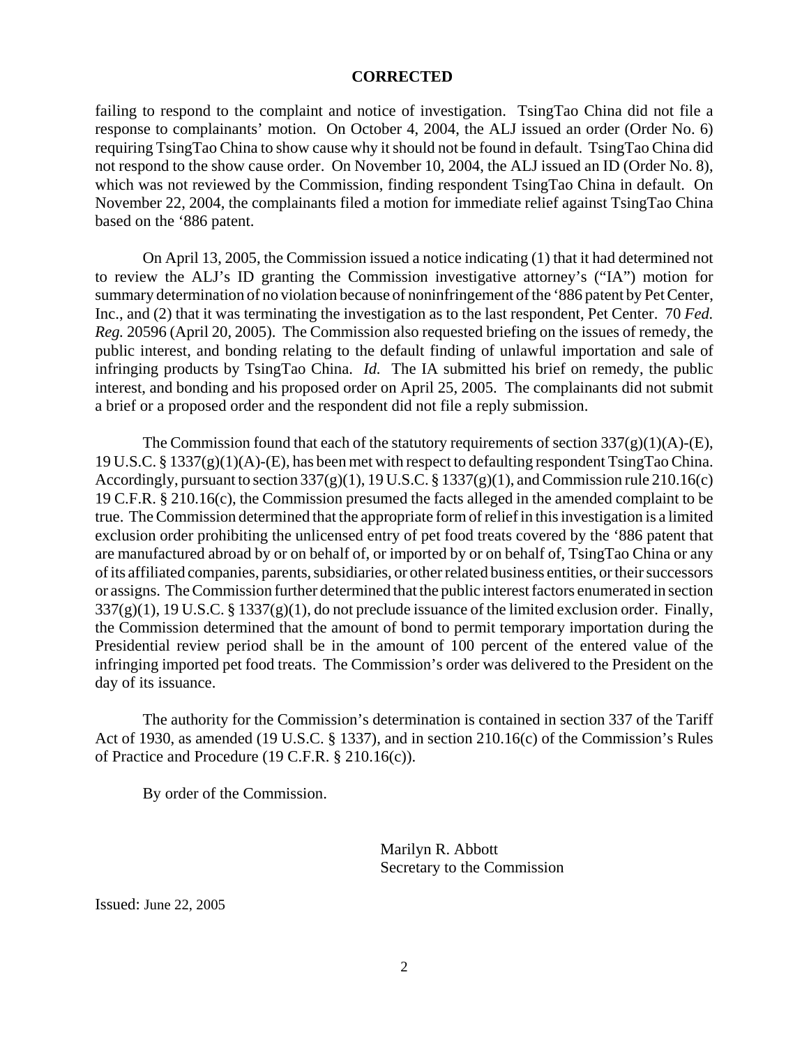**CORRECTED**

failing to respond to the complaint and notice of investigation. TsingTao China did not file a response to complainants' motion. On October 4, 2004, the ALJ issued an order (Order No. 6) requiring TsingTao China to show cause why it should not be found in default. TsingTao China did not respond to the show cause order. On November 10, 2004, the ALJ issued an ID (Order No. 8), which was not reviewed by the Commission, finding respondent TsingTao China in default. On November 22, 2004, the complainants filed a motion for immediate relief against TsingTao China based on the '886 patent.

On April 13, 2005, the Commission issued a notice indicating (1) that it had determined not to review the ALJ's ID granting the Commission investigative attorney's ("IA") motion for summary determination of no violation because of noninfringement of the '886 patent by Pet Center, Inc., and (2) that it was terminating the investigation as to the last respondent, Pet Center. 70 *Fed. Reg.* 20596 (April 20, 2005). The Commission also requested briefing on the issues of remedy, the public interest, and bonding relating to the default finding of unlawful importation and sale of infringing products by TsingTao China. *Id.* The IA submitted his brief on remedy, the public interest, and bonding and his proposed order on April 25, 2005. The complainants did not submit a brief or a proposed order and the respondent did not file a reply submission.

The Commission found that each of the statutory requirements of section 337(g)(1)(A)-(E), 19 U.S.C. § 1337(g)(1)(A)-(E), has been met with respect to defaulting respondent TsingTao China. Accordingly, pursuant to section 337(g)(1), 19 U.S.C. § 1337(g)(1), and Commission rule 210.16(c) 19 C.F.R. § 210.16(c), the Commission presumed the facts alleged in the amended complaint to be true. The Commission determined that the appropriate form of relief in this investigation is a limited exclusion order prohibiting the unlicensed entry of pet food treats covered by the '886 patent that are manufactured abroad by or on behalf of, or imported by or on behalf of, TsingTao China or any of its affiliated companies, parents, subsidiaries, or other related business entities, or their successors or assigns. The Commission further determined that the public interest factors enumerated in section 337(g)(1), 19 U.S.C. § 1337(g)(1), do not preclude issuance of the limited exclusion order. Finally, the Commission determined that the amount of bond to permit temporary importation during the Presidential review period shall be in the amount of 100 percent of the entered value of the infringing imported pet food treats. The Commission's order was delivered to the President on the day of its issuance.

The authority for the Commission's determination is contained in section 337 of the Tariff Act of 1930, as amended (19 U.S.C. § 1337), and in section 210.16(c) of the Commission's Rules of Practice and Procedure (19 C.F.R. § 210.16(c)).

By order of the Commission.

Marilyn R. Abbott
Secretary to the Commission

Issued: June 22, 2005